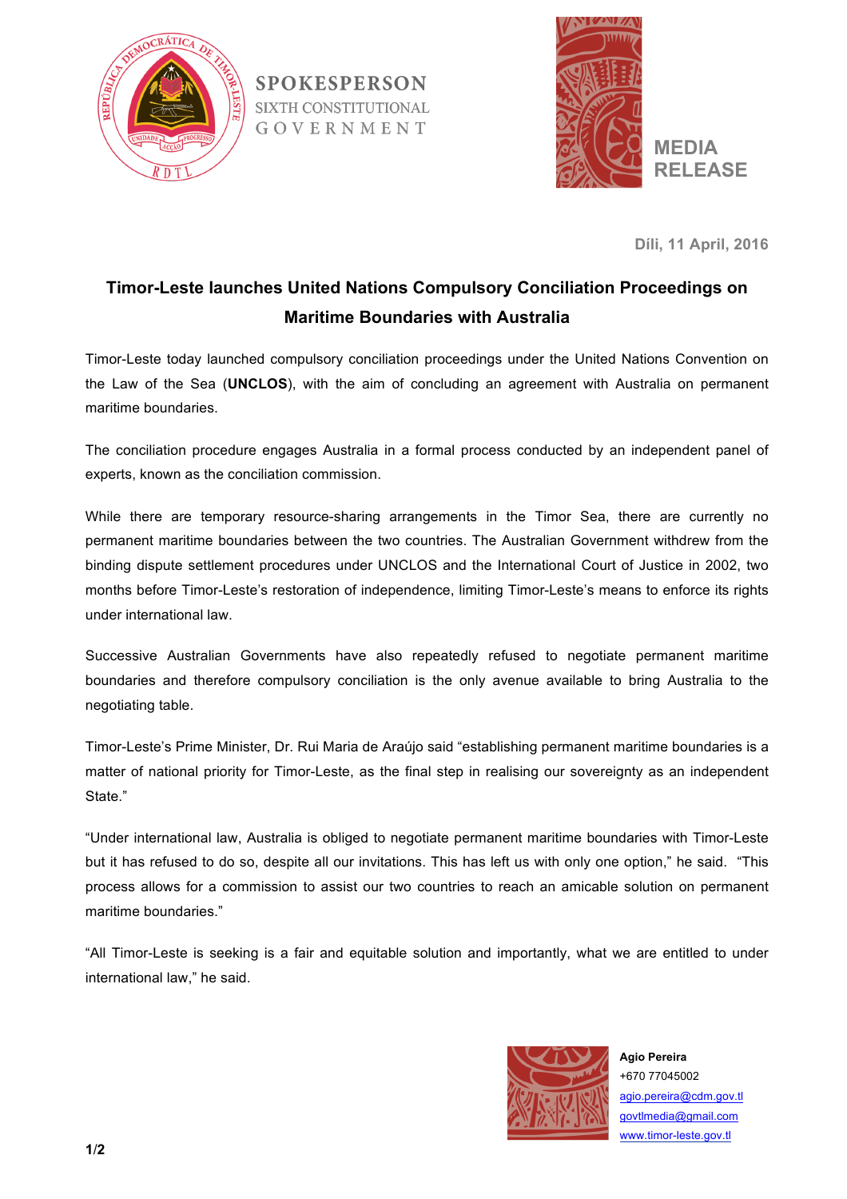**SPOKESPERSON**
SIXTH CONSTITUTIONAL
GOVERNMENT

**MEDIA RELEASE**

**Díli, 11 April, 2016**

## Timor-Leste launches United Nations Compulsory Conciliation Proceedings on Maritime Boundaries with Australia

Timor-Leste today launched compulsory conciliation proceedings under the United Nations Convention on the Law of the Sea (**UNCLOS**), with the aim of concluding an agreement with Australia on permanent maritime boundaries.

The conciliation procedure engages Australia in a formal process conducted by an independent panel of experts, known as the conciliation commission.

While there are temporary resource-sharing arrangements in the Timor Sea, there are currently no permanent maritime boundaries between the two countries. The Australian Government withdrew from the binding dispute settlement procedures under UNCLOS and the International Court of Justice in 2002, two months before Timor-Leste's restoration of independence, limiting Timor-Leste's means to enforce its rights under international law.

Successive Australian Governments have also repeatedly refused to negotiate permanent maritime boundaries and therefore compulsory conciliation is the only avenue available to bring Australia to the negotiating table.

Timor-Leste's Prime Minister, Dr. Rui Maria de Araújo said "establishing permanent maritime boundaries is a matter of national priority for Timor-Leste, as the final step in realising our sovereignty as an independent State."

"Under international law, Australia is obliged to negotiate permanent maritime boundaries with Timor-Leste but it has refused to do so, despite all our invitations. This has left us with only one option," he said. "This process allows for a commission to assist our two countries to reach an amicable solution on permanent maritime boundaries."

"All Timor-Leste is seeking is a fair and equitable solution and importantly, what we are entitled to under international law," he said.

**Agio Pereira**
+670 77045002
agio.pereira@cdm.gov.tl
govtlmedia@gmail.com
www.timor-leste.gov.tl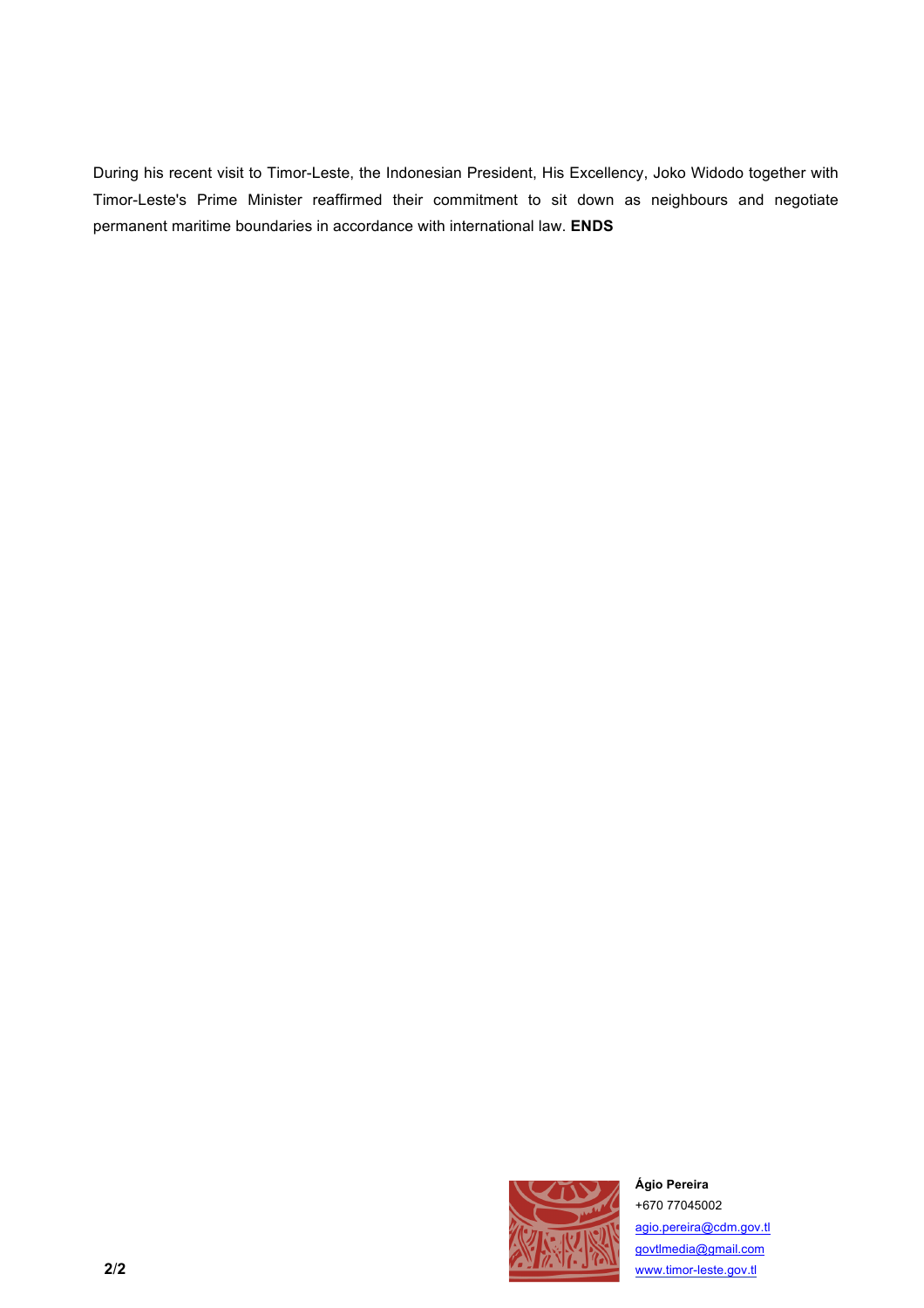During his recent visit to Timor-Leste, the Indonesian President, His Excellency, Joko Widodo together with Timor-Leste's Prime Minister reaffirmed their commitment to sit down as neighbours and negotiate permanent maritime boundaries in accordance with international law. **ENDS**

**Ágio Pereira**
+670 77045002
agio.pereira@cdm.gov.tl
govtlmedia@gmail.com
www.timor-leste.gov.tl